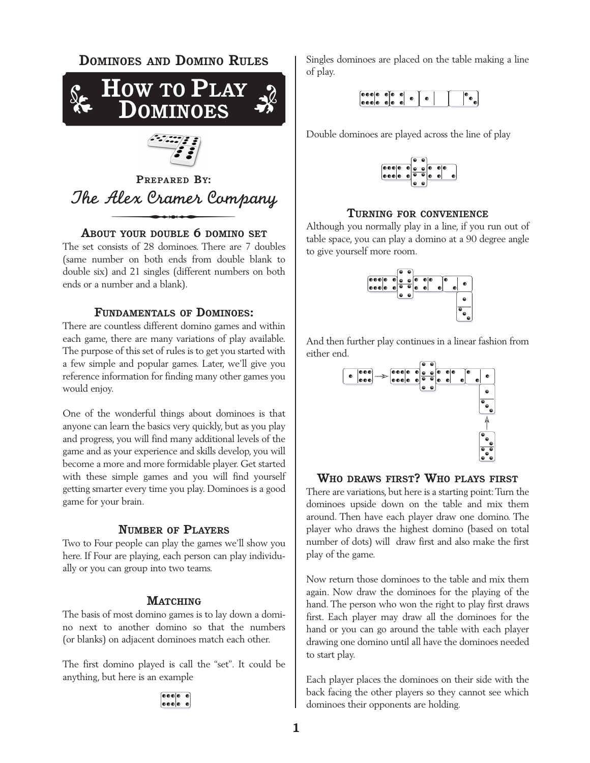# Dominoes and Domino Rules

# How to Play Dominoes

**Prepared By:**

*The Alex Cramer Company*

### About your double 6 domino set

The set consists of 28 dominoes. There are 7 doubles (same number on both ends from double blank to double six) and 21 singles (different numbers on both ends or a number and a blank).

### Fundamentals of Dominoes:

There are countless different domino games and within each game, there are many variations of play available. The purpose of this set of rules is to get you started with a few simple and popular games. Later, we'll give you reference information for finding many other games you would enjoy.

One of the wonderful things about dominoes is that anyone can learn the basics very quickly, but as you play and progress, you will find many additional levels of the game and as your experience and skills develop, you will become a more and more formidable player. Get started with these simple games and you will find yourself getting smarter every time you play. Dominoes is a good game for your brain.

### Number of Players

Two to Four people can play the games we'll show you here. If Four are playing, each person can play individually or you can group into two teams.

### Matching

The basis of most domino games is to lay down a domino next to another domino so that the numbers (or blanks) on adjacent dominoes match each other.

The first domino played is call the "set". It could be anything, but here is an example

Singles dominoes are placed on the table making a line of play.

Double dominoes are played across the line of play

### Turning for convenience

Although you normally play in a line, if you run out of table space, you can play a domino at a 90 degree angle to give yourself more room.

And then further play continues in a linear fashion from either end.

### Who draws first? Who plays first

There are variations, but here is a starting point: Turn the dominoes upside down on the table and mix them around. Then have each player draw one domino. The player who draws the highest domino (based on total number of dots) will draw first and also make the first play of the game.

Now return those dominoes to the table and mix them again. Now draw the dominoes for the playing of the hand. The person who won the right to play first draws first. Each player may draw all the dominoes for the hand or you can go around the table with each player drawing one domino until all have the dominoes needed to start play.

Each player places the dominoes on their side with the back facing the other players so they cannot see which dominoes their opponents are holding.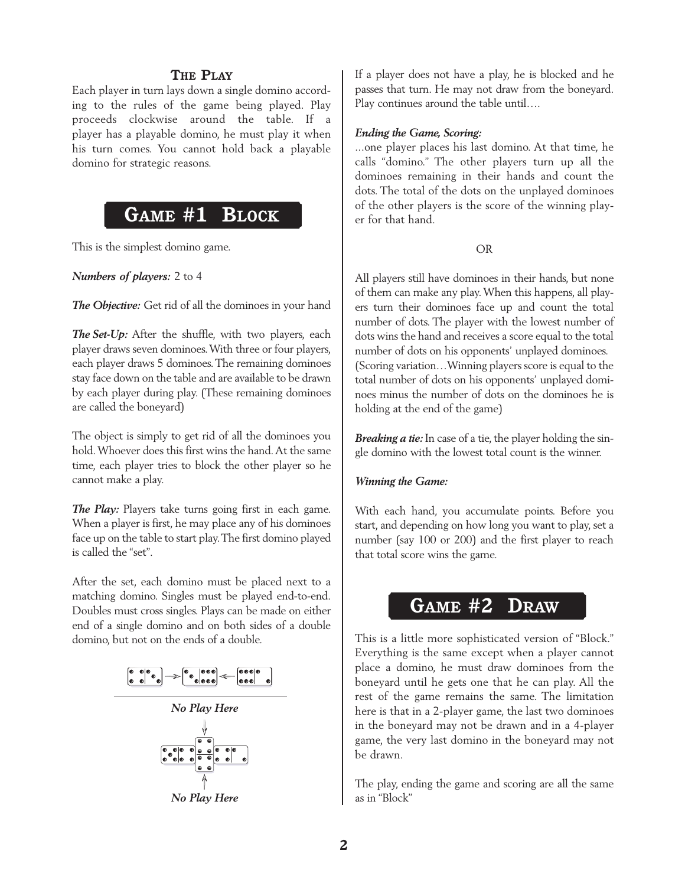### The Play

Each player in turn lays down a single domino according to the rules of the game being played. Play proceeds clockwise around the table. If a player has a playable domino, he must play it when his turn comes. You cannot hold back a playable domino for strategic reasons.

## Game #1 Block

This is the simplest domino game.

***Numbers of players:*** 2 to 4

***The Objective:*** Get rid of all the dominoes in your hand

***The Set-Up:*** After the shuffle, with two players, each player draws seven dominoes. With three or four players, each player draws 5 dominoes. The remaining dominoes stay face down on the table and are available to be drawn by each player during play. (These remaining dominoes are called the boneyard)

The object is simply to get rid of all the dominoes you hold. Whoever does this first wins the hand. At the same time, each player tries to block the other player so he cannot make a play.

***The Play:*** Players take turns going first in each game. When a player is first, he may place any of his dominoes face up on the table to start play. The first domino played is called the "set".

After the set, each domino must be placed next to a matching domino. Singles must be played end-to-end. Doubles must cross singles. Plays can be made on either end of a single domino and on both sides of a double domino, but not on the ends of a double.

***No Play Here***

***No Play Here***

If a player does not have a play, he is blocked and he passes that turn. He may not draw from the boneyard. Play continues around the table until….

***Ending the Game, Scoring:***

…one player places his last domino. At that time, he calls "domino." The other players turn up all the dominoes remaining in their hands and count the dots. The total of the dots on the unplayed dominoes of the other players is the score of the winning player for that hand.

OR

All players still have dominoes in their hands, but none of them can make any play. When this happens, all players turn their dominoes face up and count the total number of dots. The player with the lowest number of dots wins the hand and receives a score equal to the total number of dots on his opponents' unplayed dominoes. (Scoring variation…Winning players score is equal to the total number of dots on his opponents' unplayed dominoes minus the number of dots on the dominoes he is holding at the end of the game)

***Breaking a tie:*** In case of a tie, the player holding the single domino with the lowest total count is the winner.

***Winning the Game:***

With each hand, you accumulate points. Before you start, and depending on how long you want to play, set a number (say 100 or 200) and the first player to reach that total score wins the game.

## Game #2 Draw

This is a little more sophisticated version of "Block." Everything is the same except when a player cannot place a domino, he must draw dominoes from the boneyard until he gets one that he can play. All the rest of the game remains the same. The limitation here is that in a 2-player game, the last two dominoes in the boneyard may not be drawn and in a 4-player game, the very last domino in the boneyard may not be drawn.

The play, ending the game and scoring are all the same as in "Block"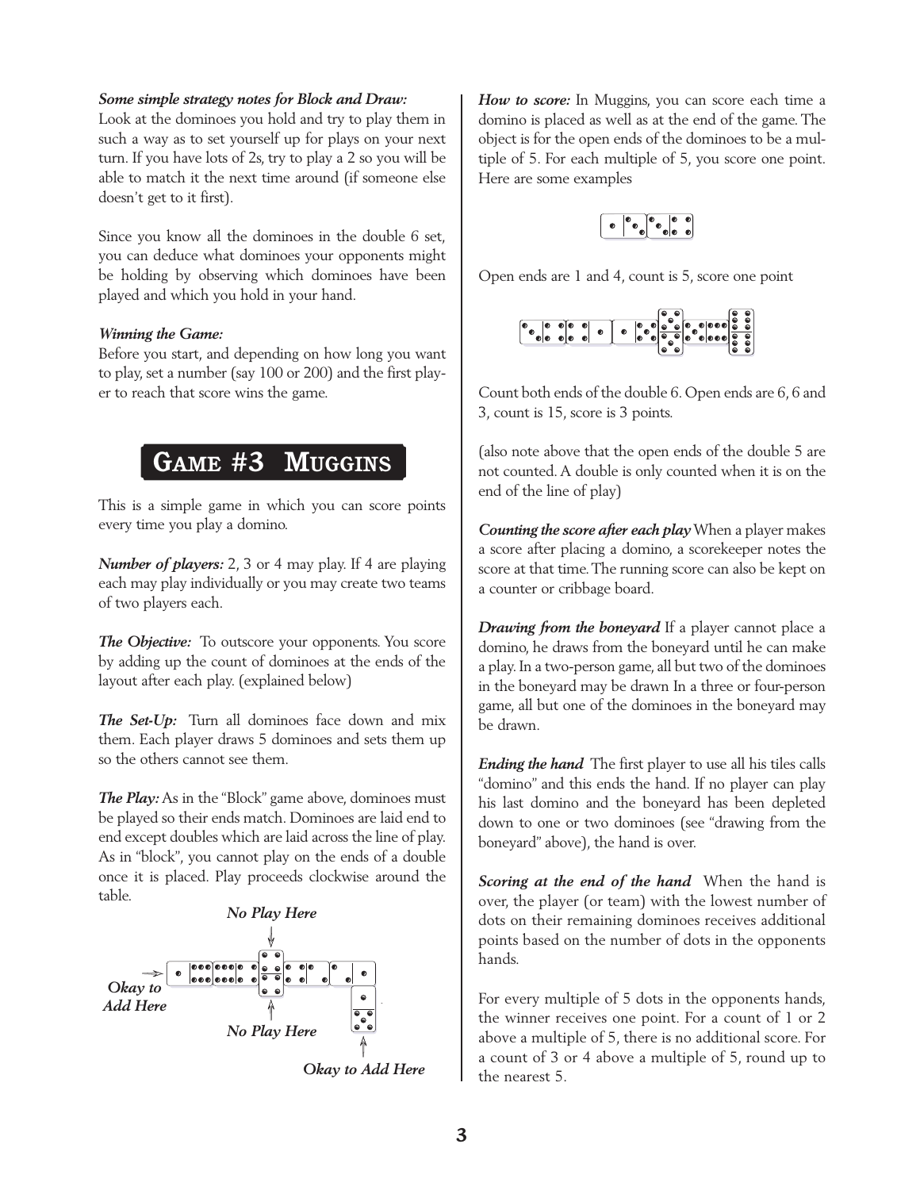*Some simple strategy notes for Block and Draw:*
Look at the dominoes you hold and try to play them in such a way as to set yourself up for plays on your next turn. If you have lots of 2s, try to play a 2 so you will be able to match it the next time around (if someone else doesn't get to it first).

Since you know all the dominoes in the double 6 set, you can deduce what dominoes your opponents might be holding by observing which dominoes have been played and which you hold in your hand.

*Winning the Game:*
Before you start, and depending on how long you want to play, set a number (say 100 or 200) and the first player to reach that score wins the game.

## GAME #3 MUGGINS

This is a simple game in which you can score points every time you play a domino.

***Number of players:*** 2, 3 or 4 may play. If 4 are playing each may play individually or you may create two teams of two players each.

***The Objective:*** To outscore your opponents. You score by adding up the count of dominoes at the ends of the layout after each play. (explained below)

***The Set-Up:*** Turn all dominoes face down and mix them. Each player draws 5 dominoes and sets them up so the others cannot see them.

***The Play:*** As in the "Block" game above, dominoes must be played so their ends match. Dominoes are laid end to end except doubles which are laid across the line of play. As in "block", you cannot play on the ends of a double once it is placed. Play proceeds clockwise around the table.

*No Play Here*

*Okay to Add Here*

*No Play Here*

*Okay to Add Here*

***How to score:*** In Muggins, you can score each time a domino is placed as well as at the end of the game. The object is for the open ends of the dominoes to be a multiple of 5. For each multiple of 5, you score one point. Here are some examples

Open ends are 1 and 4, count is 5, score one point

Count both ends of the double 6. Open ends are 6, 6 and 3, count is 15, score is 3 points.

(also note above that the open ends of the double 5 are not counted. A double is only counted when it is on the end of the line of play)

***Counting the score after each play*** When a player makes a score after placing a domino, a scorekeeper notes the score at that time. The running score can also be kept on a counter or cribbage board.

***Drawing from the boneyard*** If a player cannot place a domino, he draws from the boneyard until he can make a play. In a two-person game, all but two of the dominoes in the boneyard may be drawn In a three or four-person game, all but one of the dominoes in the boneyard may be drawn.

***Ending the hand*** The first player to use all his tiles calls "domino" and this ends the hand. If no player can play his last domino and the boneyard has been depleted down to one or two dominoes (see "drawing from the boneyard" above), the hand is over.

***Scoring at the end of the hand*** When the hand is over, the player (or team) with the lowest number of dots on their remaining dominoes receives additional points based on the number of dots in the opponents hands.

For every multiple of 5 dots in the opponents hands, the winner receives one point. For a count of 1 or 2 above a multiple of 5, there is no additional score. For a count of 3 or 4 above a multiple of 5, round up to the nearest 5.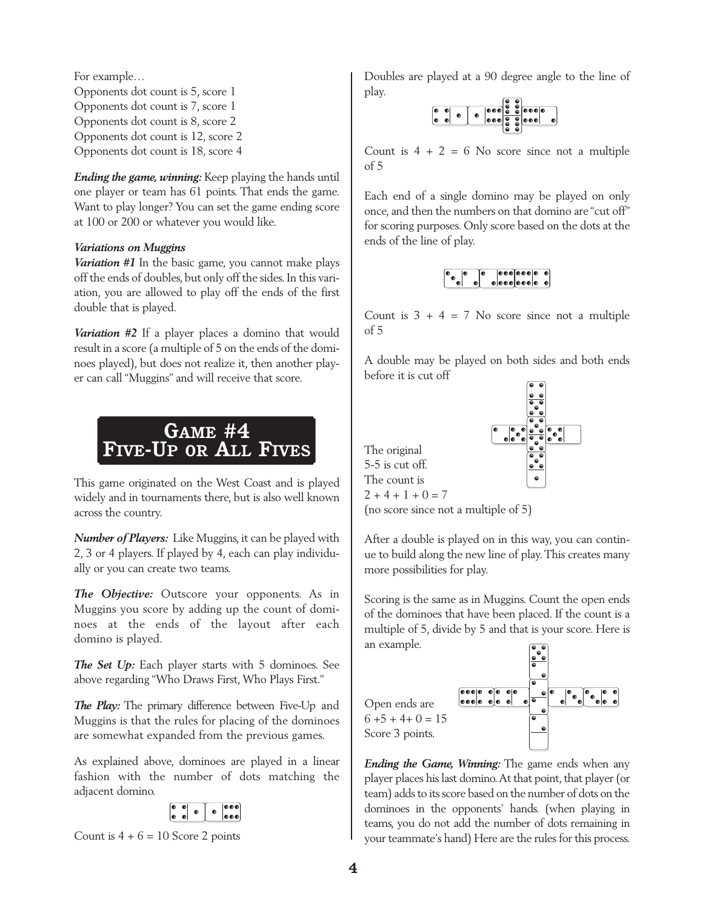For example…
Opponents dot count is 5, score 1
Opponents dot count is 7, score 1
Opponents dot count is 8, score 2
Opponents dot count is 12, score 2
Opponents dot count is 18, score 4

***Ending the game, winning:*** Keep playing the hands until one player or team has 61 points. That ends the game. Want to play longer? You can set the game ending score at 100 or 200 or whatever you would like.

***Variations on Muggins***

***Variation #1*** In the basic game, you cannot make plays off the ends of doubles, but only off the sides. In this variation, you are allowed to play off the ends of the first double that is played.

***Variation #2*** If a player places a domino that would result in a score (a multiple of 5 on the ends of the dominoes played), but does not realize it, then another player can call "Muggins" and will receive that score.

## Game #4 Five-Up or All Fives

This game originated on the West Coast and is played widely and in tournaments there, but is also well known across the country.

***Number of Players:*** Like Muggins, it can be played with 2, 3 or 4 players. If played by 4, each can play individually or you can create two teams.

***The Objective:*** Outscore your opponents. As in Muggins you score by adding up the count of dominoes at the ends of the layout after each domino is played.

***The Set Up:*** Each player starts with 5 dominoes. See above regarding "Who Draws First, Who Plays First."

***The Play:*** The primary difference between Five-Up and Muggins is that the rules for placing of the dominoes are somewhat expanded from the previous games.

As explained above, dominoes are played in a linear fashion with the number of dots matching the adjacent domino.

Count is 4 + 6 = 10 Score 2 points

Doubles are played at a 90 degree angle to the line of play.

Count is 4 + 2 = 6 No score since not a multiple of 5

Each end of a single domino may be played on only once, and then the numbers on that domino are "cut off" for scoring purposes. Only score based on the dots at the ends of the line of play.

Count is 3 + 4 = 7 No score since not a multiple of 5

A double may be played on both sides and both ends before it is cut off

The original 5-5 is cut off.
The count is
2 + 4 + 1 + 0 = 7
(no score since not a multiple of 5)

After a double is played on in this way, you can continue to build along the new line of play. This creates many more possibilities for play.

Scoring is the same as in Muggins. Count the open ends of the dominoes that have been placed. If the count is a multiple of 5, divide by 5 and that is your score. Here is an example.

Open ends are
6 +5 + 4+ 0 = 15
Score 3 points.

***Ending the Game, Winning:*** The game ends when any player places his last domino. At that point, that player (or team) adds to its score based on the number of dots on the dominoes in the opponents' hands. (when playing in teams, you do not add the number of dots remaining in your teammate's hand) Here are the rules for this process.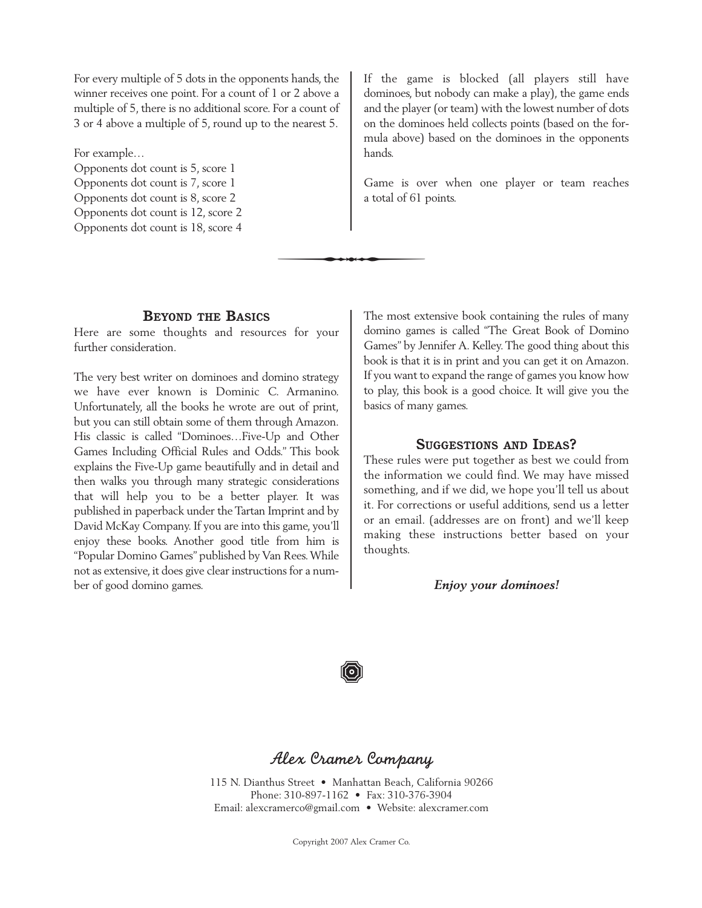For every multiple of 5 dots in the opponents hands, the winner receives one point. For a count of 1 or 2 above a multiple of 5, there is no additional score. For a count of 3 or 4 above a multiple of 5, round up to the nearest 5.

For example…
Opponents dot count is 5, score 1
Opponents dot count is 7, score 1
Opponents dot count is 8, score 2
Opponents dot count is 12, score 2
Opponents dot count is 18, score 4

If the game is blocked (all players still have dominoes, but nobody can make a play), the game ends and the player (or team) with the lowest number of dots on the dominoes held collects points (based on the formula above) based on the dominoes in the opponents hands.

Game is over when one player or team reaches a total of 61 points.

## Beyond the Basics

Here are some thoughts and resources for your further consideration.

The very best writer on dominoes and domino strategy we have ever known is Dominic C. Armanino. Unfortunately, all the books he wrote are out of print, but you can still obtain some of them through Amazon. His classic is called "Dominoes…Five-Up and Other Games Including Official Rules and Odds." This book explains the Five-Up game beautifully and in detail and then walks you through many strategic considerations that will help you to be a better player. It was published in paperback under the Tartan Imprint and by David McKay Company. If you are into this game, you'll enjoy these books. Another good title from him is "Popular Domino Games" published by Van Rees. While not as extensive, it does give clear instructions for a number of good domino games.

The most extensive book containing the rules of many domino games is called "The Great Book of Domino Games" by Jennifer A. Kelley. The good thing about this book is that it is in print and you can get it on Amazon. If you want to expand the range of games you know how to play, this book is a good choice. It will give you the basics of many games.

## Suggestions and Ideas?

These rules were put together as best we could from the information we could find. We may have missed something, and if we did, we hope you'll tell us about it. For corrections or useful additions, send us a letter or an email. (addresses are on front) and we'll keep making these instructions better based on your thoughts.

***Enjoy your dominoes!***

Alex Cramer Company

115 N. Dianthus Street • Manhattan Beach, California 90266
Phone: 310-897-1162 • Fax: 310-376-3904
Email: alexcramerco@gmail.com • Website: alexcramer.com

Copyright 2007 Alex Cramer Co.